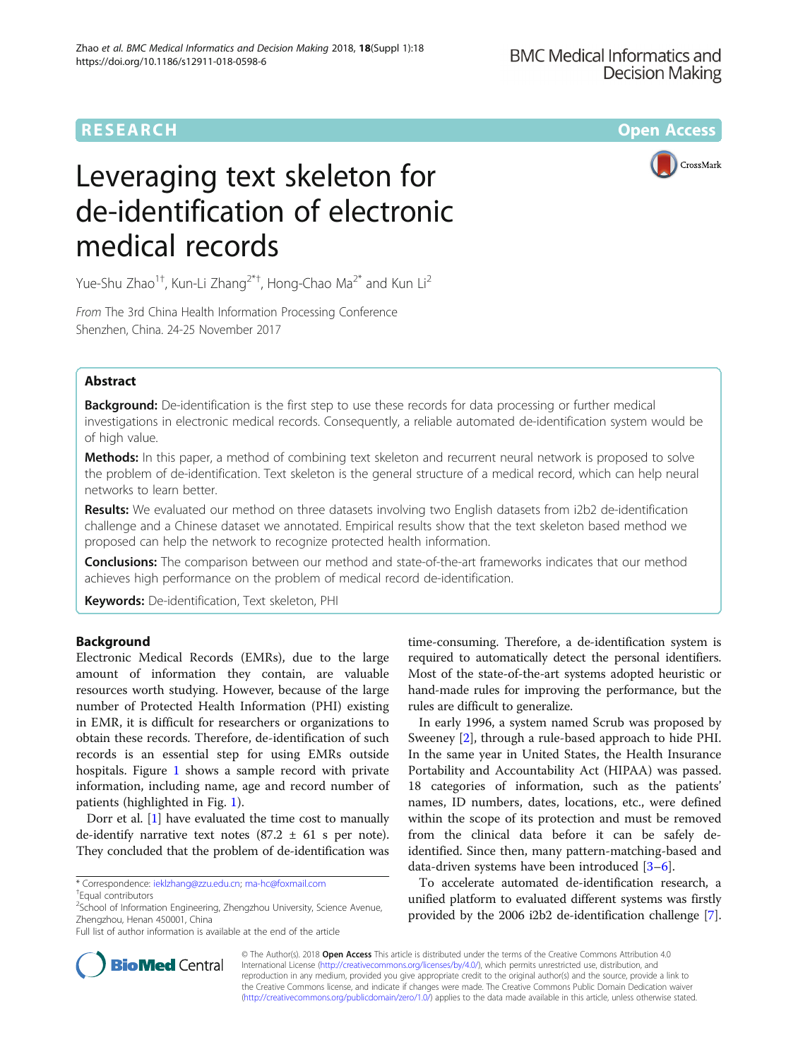RESEARCH

Open Access

# Leveraging text skeleton for de-identification of electronic medical records

Yue-Shu Zhao[1†], Kun-Li Zhang[2*†], Hong-Chao Ma[2*] and Kun Li[2]

*From* The 3rd China Health Information Processing Conference
Shenzhen, China. 24-25 November 2017

## Abstract

**Background:** De-identification is the first step to use these records for data processing or further medical investigations in electronic medical records. Consequently, a reliable automated de-identification system would be of high value.

**Methods:** In this paper, a method of combining text skeleton and recurrent neural network is proposed to solve the problem of de-identification. Text skeleton is the general structure of a medical record, which can help neural networks to learn better.

**Results:** We evaluated our method on three datasets involving two English datasets from i2b2 de-identification challenge and a Chinese dataset we annotated. Empirical results show that the text skeleton based method we proposed can help the network to recognize protected health information.

**Conclusions:** The comparison between our method and state-of-the-art frameworks indicates that our method achieves high performance on the problem of medical record de-identification.

**Keywords:** De-identification, Text skeleton, PHI

## Background

Electronic Medical Records (EMRs), due to the large amount of information they contain, are valuable resources worth studying. However, because of the large number of Protected Health Information (PHI) existing in EMR, it is difficult for researchers or organizations to obtain these records. Therefore, de-identification of such records is an essential step for using EMRs outside hospitals. Figure 1 shows a sample record with private information, including name, age and record number of patients (highlighted in Fig. 1).

Dorr et al. [1] have evaluated the time cost to manually de-identify narrative text notes (87.2 ± 61 s per note). They concluded that the problem of de-identification was time-consuming. Therefore, a de-identification system is required to automatically detect the personal identifiers. Most of the state-of-the-art systems adopted heuristic or hand-made rules for improving the performance, but the rules are difficult to generalize.

In early 1996, a system named Scrub was proposed by Sweeney [2], through a rule-based approach to hide PHI. In the same year in United States, the Health Insurance Portability and Accountability Act (HIPAA) was passed. 18 categories of information, such as the patients' names, ID numbers, dates, locations, etc., were defined within the scope of its protection and must be removed from the clinical data before it can be safely de-identified. Since then, many pattern-matching-based and data-driven systems have been introduced [3–6].

To accelerate automated de-identification research, a unified platform to evaluated different systems was firstly provided by the 2006 i2b2 de-identification challenge [7].

\* Correspondence: ieklzhang@zzu.edu.cn; ma-hc@foxmail.com
†Equal contributors
[2]School of Information Engineering, Zhengzhou University, Science Avenue, Zhengzhou, Henan 450001, China
Full list of author information is available at the end of the article

© The Author(s). 2018 **Open Access** This article is distributed under the terms of the Creative Commons Attribution 4.0 International License (http://creativecommons.org/licenses/by/4.0/), which permits unrestricted use, distribution, and reproduction in any medium, provided you give appropriate credit to the original author(s) and the source, provide a link to the Creative Commons license, and indicate if changes were made. The Creative Commons Public Domain Dedication waiver (http://creativecommons.org/publicdomain/zero/1.0/) applies to the data made available in this article, unless otherwise stated.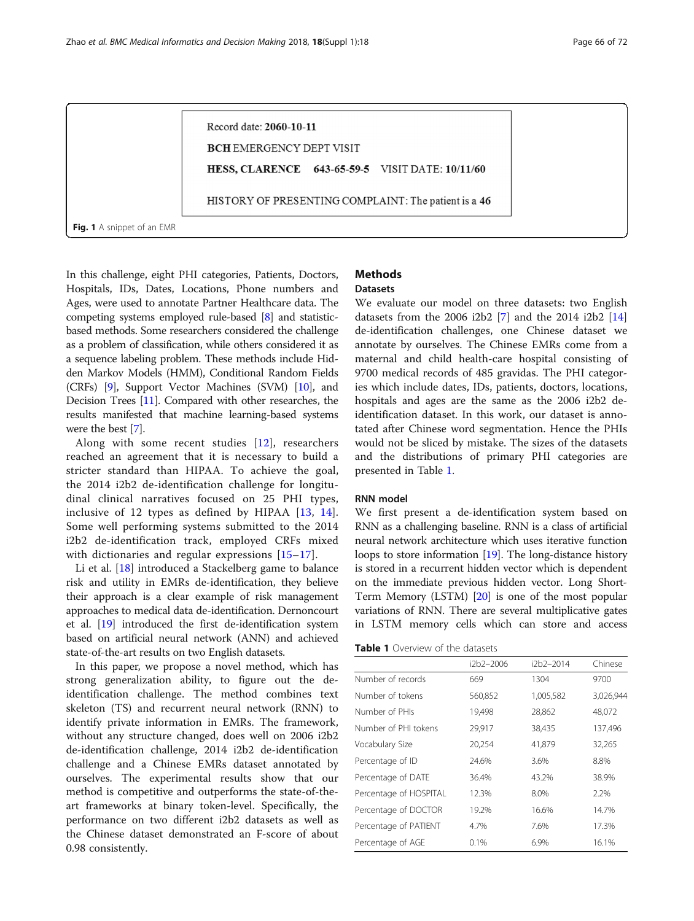Record date: **2060-10-11**

**BCH** EMERGENCY DEPT VISIT

**HESS, CLARENCE** **643-65-59-5** VISIT DATE: **10/11/60**

HISTORY OF PRESENTING COMPLAINT: The patient is a **46**

**Fig. 1** A snippet of an EMR

In this challenge, eight PHI categories, Patients, Doctors, Hospitals, IDs, Dates, Locations, Phone numbers and Ages, were used to annotate Partner Healthcare data. The competing systems employed rule-based [8] and statistic-based methods. Some researchers considered the challenge as a problem of classification, while others considered it as a sequence labeling problem. These methods include Hidden Markov Models (HMM), Conditional Random Fields (CRFs) [9], Support Vector Machines (SVM) [10], and Decision Trees [11]. Compared with other researches, the results manifested that machine learning-based systems were the best [7].

Along with some recent studies [12], researchers reached an agreement that it is necessary to build a stricter standard than HIPAA. To achieve the goal, the 2014 i2b2 de-identification challenge for longitudinal clinical narratives focused on 25 PHI types, inclusive of 12 types as defined by HIPAA [13, 14]. Some well performing systems submitted to the 2014 i2b2 de-identification track, employed CRFs mixed with dictionaries and regular expressions [15–17].

Li et al. [18] introduced a Stackelberg game to balance risk and utility in EMRs de-identification, they believe their approach is a clear example of risk management approaches to medical data de-identification. Dernoncourt et al. [19] introduced the first de-identification system based on artificial neural network (ANN) and achieved state-of-the-art results on two English datasets.

In this paper, we propose a novel method, which has strong generalization ability, to figure out the de-identification challenge. The method combines text skeleton (TS) and recurrent neural network (RNN) to identify private information in EMRs. The framework, without any structure changed, does well on 2006 i2b2 de-identification challenge, 2014 i2b2 de-identification challenge and a Chinese EMRs dataset annotated by ourselves. The experimental results show that our method is competitive and outperforms the state-of-the-art frameworks at binary token-level. Specifically, the performance on two different i2b2 datasets as well as the Chinese dataset demonstrated an F-score of about 0.98 consistently.

## Methods

### Datasets

We evaluate our model on three datasets: two English datasets from the 2006 i2b2 [7] and the 2014 i2b2 [14] de-identification challenges, one Chinese dataset we annotate by ourselves. The Chinese EMRs come from a maternal and child health-care hospital consisting of 9700 medical records of 485 gravidas. The PHI categories which include dates, IDs, patients, doctors, locations, hospitals and ages are the same as the 2006 i2b2 de-identification dataset. In this work, our dataset is annotated after Chinese word segmentation. Hence the PHIs would not be sliced by mistake. The sizes of the datasets and the distributions of primary PHI categories are presented in Table 1.

**Table 1** Overview of the datasets

| | i2b2–2006 | i2b2–2014 | Chinese |
|---|---|---|---|
| Number of records | 669 | 1304 | 9700 |
| Number of tokens | 560,852 | 1,005,582 | 3,026,944 |
| Number of PHIs | 19,498 | 28,862 | 48,072 |
| Number of PHI tokens | 29,917 | 38,435 | 137,496 |
| Vocabulary Size | 20,254 | 41,879 | 32,265 |
| Percentage of ID | 24.6% | 3.6% | 8.8% |
| Percentage of DATE | 36.4% | 43.2% | 38.9% |
| Percentage of HOSPITAL | 12.3% | 8.0% | 2.2% |
| Percentage of DOCTOR | 19.2% | 16.6% | 14.7% |
| Percentage of PATIENT | 4.7% | 7.6% | 17.3% |
| Percentage of AGE | 0.1% | 6.9% | 16.1% |

### RNN model

We first present a de-identification system based on RNN as a challenging baseline. RNN is a class of artificial neural network architecture which uses iterative function loops to store information [19]. The long-distance history is stored in a recurrent hidden vector which is dependent on the immediate previous hidden vector. Long Short-Term Memory (LSTM) [20] is one of the most popular variations of RNN. There are several multiplicative gates in LSTM memory cells which can store and access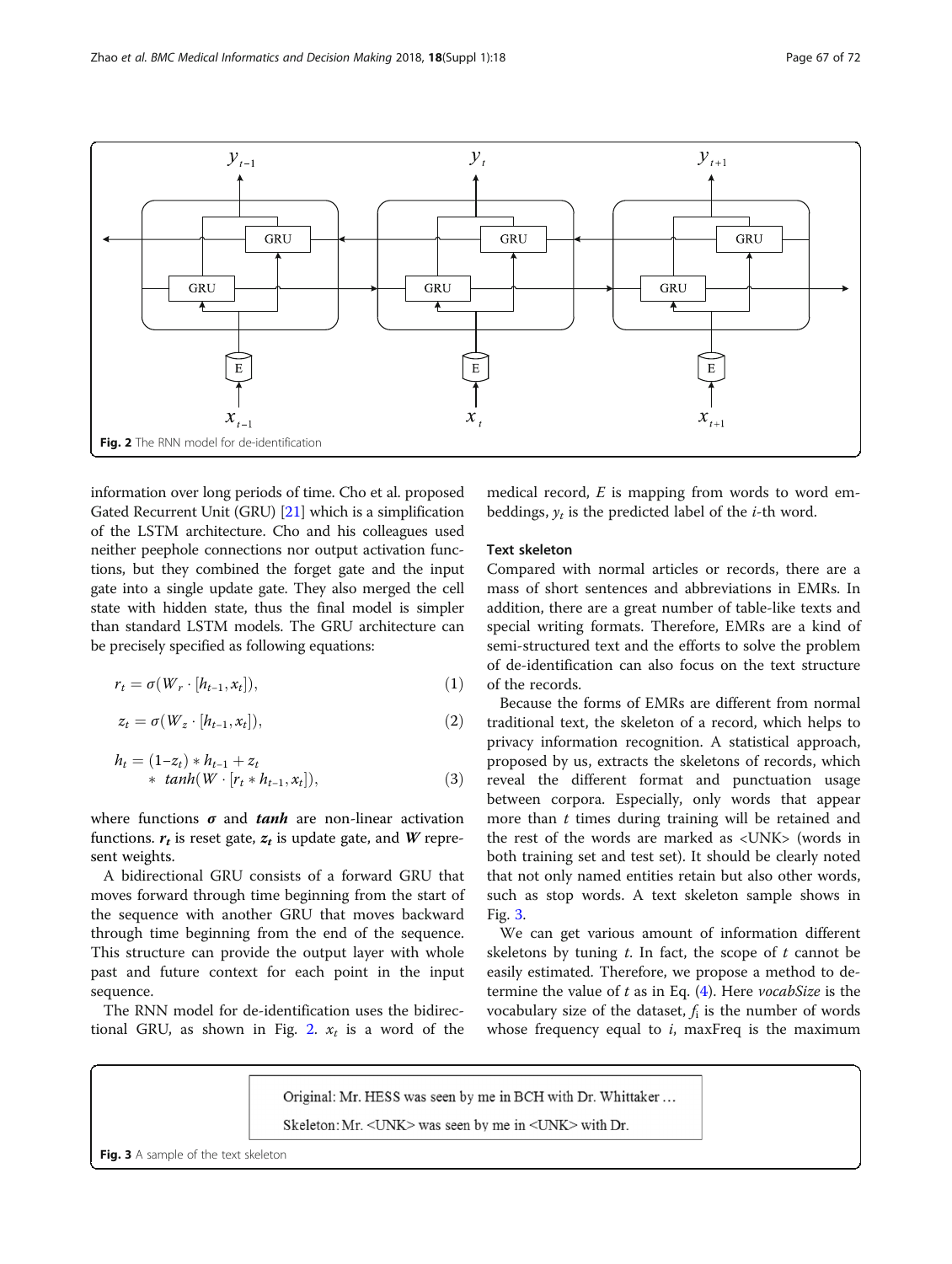Fig. 2 The RNN model for de-identification

information over long periods of time. Cho et al. proposed Gated Recurrent Unit (GRU) [21] which is a simplification of the LSTM architecture. Cho and his colleagues used neither peephole connections nor output activation functions, but they combined the forget gate and the input gate into a single update gate. They also merged the cell state with hidden state, thus the final model is simpler than standard LSTM models. The GRU architecture can be precisely specified as following equations:

$$r_t = \sigma(W_r \cdot [h_{t-1}, x_t]), \tag{1}$$

$$z_t = \sigma(W_z \cdot [h_{t-1}, x_t]), \tag{2}$$

$$h_t = (1-z_t) * h_{t-1} + z_t * tanh(W \cdot [r_t * h_{t-1}, x_t]), \tag{3}$$

where functions $\boldsymbol{\sigma}$ and ***tanh*** are non-linear activation functions. $\boldsymbol{r_t}$ is reset gate, $\boldsymbol{z_t}$ is update gate, and $\boldsymbol{W}$ represent weights.

A bidirectional GRU consists of a forward GRU that moves forward through time beginning from the start of the sequence with another GRU that moves backward through time beginning from the end of the sequence. This structure can provide the output layer with whole past and future context for each point in the input sequence.

The RNN model for de-identification uses the bidirectional GRU, as shown in Fig. 2. $x_t$ is a word of the medical record, $E$ is mapping from words to word embeddings, $y_t$ is the predicted label of the $i$-th word.

### Text skeleton

Compared with normal articles or records, there are a mass of short sentences and abbreviations in EMRs. In addition, there are a great number of table-like texts and special writing formats. Therefore, EMRs are a kind of semi-structured text and the efforts to solve the problem of de-identification can also focus on the text structure of the records.

Because the forms of EMRs are different from normal traditional text, the skeleton of a record, which helps to privacy information recognition. A statistical approach, proposed by us, extracts the skeletons of records, which reveal the different format and punctuation usage between corpora. Especially, only words that appear more than $t$ times during training will be retained and the rest of the words are marked as <UNK> (words in both training set and test set). It should be clearly noted that not only named entities retain but also other words, such as stop words. A text skeleton sample shows in Fig. 3.

We can get various amount of information different skeletons by tuning $t$. In fact, the scope of $t$ cannot be easily estimated. Therefore, we propose a method to determine the value of $t$ as in Eq. (4). Here *vocabSize* is the vocabulary size of the dataset, $f_i$ is the number of words whose frequency equal to $i$, maxFreq is the maximum

Original: Mr. HESS was seen by me in BCH with Dr. Whittaker …

Skeleton: Mr. <UNK> was seen by me in <UNK> with Dr.

Fig. 3 A sample of the text skeleton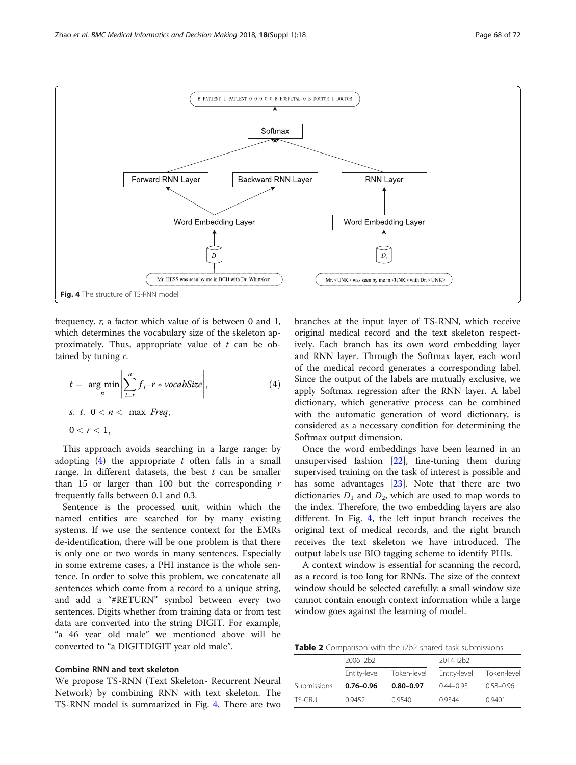Fig. 4 The structure of TS-RNN model

frequency. $r$, a factor which value of is between 0 and 1, which determines the vocabulary size of the skeleton approximately. Thus, appropriate value of $t$ can be obtained by tuning $r$.

$$t = \underset{n}{\arg\min} \left| \sum_{i=t}^{n} f_i - r * vocabSize \right|, \tag{4}$$

$$s.\ t.\ 0 < n < \max\ Freq,$$

$$0 < r < 1,$$

This approach avoids searching in a large range: by adopting (4) the appropriate $t$ often falls in a small range. In different datasets, the best $t$ can be smaller than 15 or larger than 100 but the corresponding $r$ frequently falls between 0.1 and 0.3.

Sentence is the processed unit, within which the named entities are searched for by many existing systems. If we use the sentence context for the EMRs de-identification, there will be one problem is that there is only one or two words in many sentences. Especially in some extreme cases, a PHI instance is the whole sentence. In order to solve this problem, we concatenate all sentences which come from a record to a unique string, and add a "#RETURN" symbol between every two sentences. Digits whether from training data or from test data are converted into the string DIGIT. For example, "a 46 year old male" we mentioned above will be converted to "a DIGITDIGIT year old male".

### Combine RNN and text skeleton

We propose TS-RNN (Text Skeleton- Recurrent Neural Network) by combining RNN with text skeleton. The TS-RNN model is summarized in Fig. 4. There are two branches at the input layer of TS-RNN, which receive original medical record and the text skeleton respectively. Each branch has its own word embedding layer and RNN layer. Through the Softmax layer, each word of the medical record generates a corresponding label. Since the output of the labels are mutually exclusive, we apply Softmax regression after the RNN layer. A label dictionary, which generative process can be combined with the automatic generation of word dictionary, is considered as a necessary condition for determining the Softmax output dimension.

Once the word embeddings have been learned in an unsupervised fashion [22], fine-tuning them during supervised training on the task of interest is possible and has some advantages [23]. Note that there are two dictionaries $D_1$ and $D_2$, which are used to map words to the index. Therefore, the two embedding layers are also different. In Fig. 4, the left input branch receives the original text of medical records, and the right branch receives the text skeleton we have introduced. The output labels use BIO tagging scheme to identify PHIs.

A context window is essential for scanning the record, as a record is too long for RNNs. The size of the context window should be selected carefully: a small window size cannot contain enough context information while a large window goes against the learning of model.

**Table 2** Comparison with the i2b2 shared task submissions

| | 2006 i2b2 | | 2014 i2b2 | |
|---|---|---|---|---|
| | Entity-level | Token-level | Entity-level | Token-level |
| Submissions | **0.76–0.96** | **0.80–0.97** | 0.44–0.93 | 0.58–0.96 |
| TS-GRU | 0.9452 | 0.9540 | 0.9344 | 0.9401 |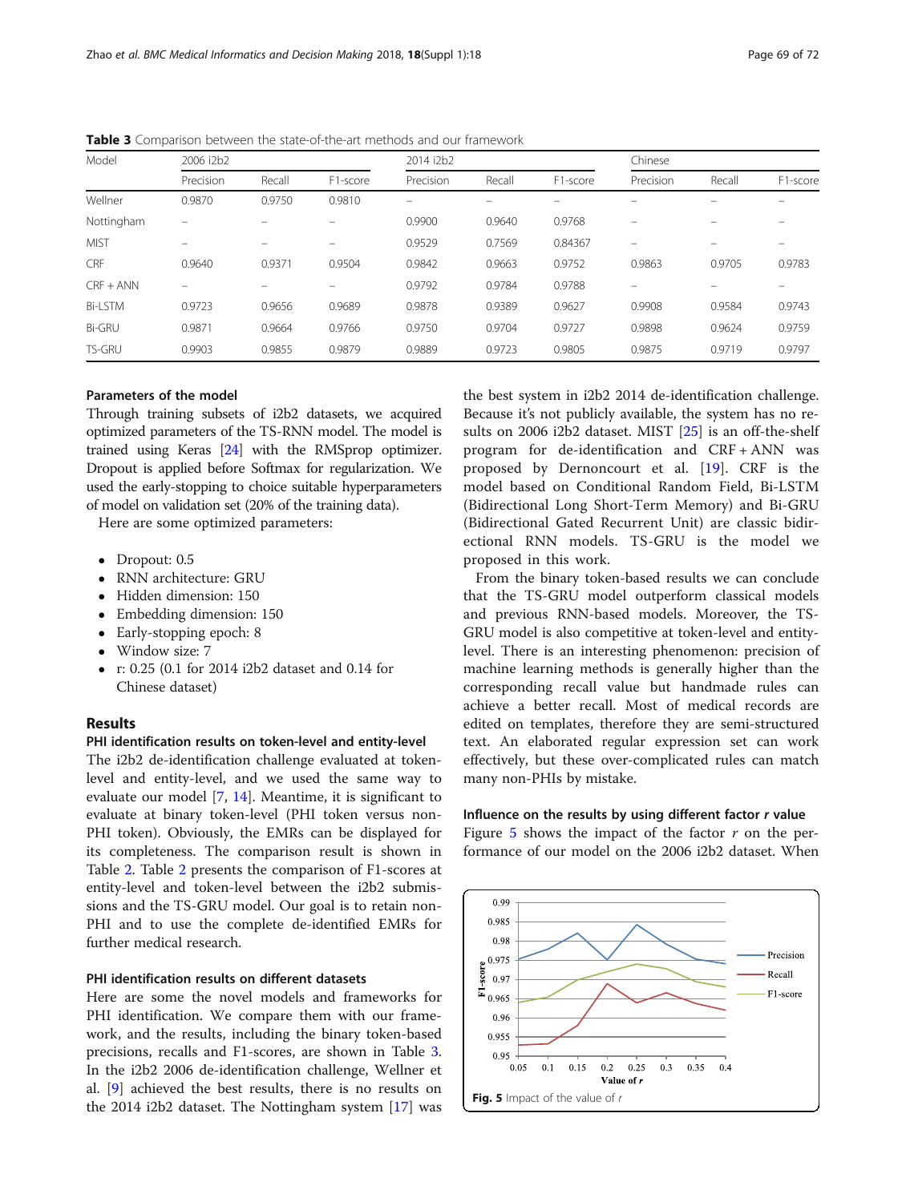**Table 3** Comparison between the state-of-the-art methods and our framework

| Model | 2006 i2b2 | | | 2014 i2b2 | | | Chinese | | |
|---|---|---|---|---|---|---|---|---|---|
| | Precision | Recall | F1-score | Precision | Recall | F1-score | Precision | Recall | F1-score |
| Wellner | 0.9870 | 0.9750 | 0.9810 | – | – | – | – | – | – |
| Nottingham | – | – | – | 0.9900 | 0.9640 | 0.9768 | – | – | – |
| MIST | – | – | – | 0.9529 | 0.7569 | 0.84367 | – | – | – |
| CRF | 0.9640 | 0.9371 | 0.9504 | 0.9842 | 0.9663 | 0.9752 | 0.9863 | 0.9705 | 0.9783 |
| CRF + ANN | – | – | – | 0.9792 | 0.9784 | 0.9788 | – | – | – |
| Bi-LSTM | 0.9723 | 0.9656 | 0.9689 | 0.9878 | 0.9389 | 0.9627 | 0.9908 | 0.9584 | 0.9743 |
| Bi-GRU | 0.9871 | 0.9664 | 0.9766 | 0.9750 | 0.9704 | 0.9727 | 0.9898 | 0.9624 | 0.9759 |
| TS-GRU | 0.9903 | 0.9855 | 0.9879 | 0.9889 | 0.9723 | 0.9805 | 0.9875 | 0.9719 | 0.9797 |

### Parameters of the model

Through training subsets of i2b2 datasets, we acquired optimized parameters of the TS-RNN model. The model is trained using Keras [24] with the RMSprop optimizer. Dropout is applied before Softmax for regularization. We used the early-stopping to choice suitable hyperparameters of model on validation set (20% of the training data).

Here are some optimized parameters:

- Dropout: 0.5
- RNN architecture: GRU
- Hidden dimension: 150
- Embedding dimension: 150
- Early-stopping epoch: 8
- Window size: 7
- r: 0.25 (0.1 for 2014 i2b2 dataset and 0.14 for Chinese dataset)

## Results

### PHI identification results on token-level and entity-level

The i2b2 de-identification challenge evaluated at token-level and entity-level, and we used the same way to evaluate our model [7, 14]. Meantime, it is significant to evaluate at binary token-level (PHI token versus non-PHI token). Obviously, the EMRs can be displayed for its completeness. The comparison result is shown in Table 2. Table 2 presents the comparison of F1-scores at entity-level and token-level between the i2b2 submissions and the TS-GRU model. Our goal is to retain non-PHI and to use the complete de-identified EMRs for further medical research.

### PHI identification results on different datasets

Here are some the novel models and frameworks for PHI identification. We compare them with our framework, and the results, including the binary token-based precisions, recalls and F1-scores, are shown in Table 3. In the i2b2 2006 de-identification challenge, Wellner et al. [9] achieved the best results, there is no results on the 2014 i2b2 dataset. The Nottingham system [17] was the best system in i2b2 2014 de-identification challenge. Because it's not publicly available, the system has no results on 2006 i2b2 dataset. MIST [25] is an off-the-shelf program for de-identification and CRF + ANN was proposed by Dernoncourt et al. [19]. CRF is the model based on Conditional Random Field, Bi-LSTM (Bidirectional Long Short-Term Memory) and Bi-GRU (Bidirectional Gated Recurrent Unit) are classic bidirectional RNN models. TS-GRU is the model we proposed in this work.

From the binary token-based results we can conclude that the TS-GRU model outperform classical models and previous RNN-based models. Moreover, the TS-GRU model is also competitive at token-level and entity-level. There is an interesting phenomenon: precision of machine learning methods is generally higher than the corresponding recall value but handmade rules can achieve a better recall. Most of medical records are edited on templates, therefore they are semi-structured text. An elaborated regular expression set can work effectively, but these over-complicated rules can match many non-PHIs by mistake.

### Influence on the results by using different factor *r* value

Figure 5 shows the impact of the factor $r$ on the performance of our model on the 2006 i2b2 dataset. When

**Fig. 5** Impact of the value of $r$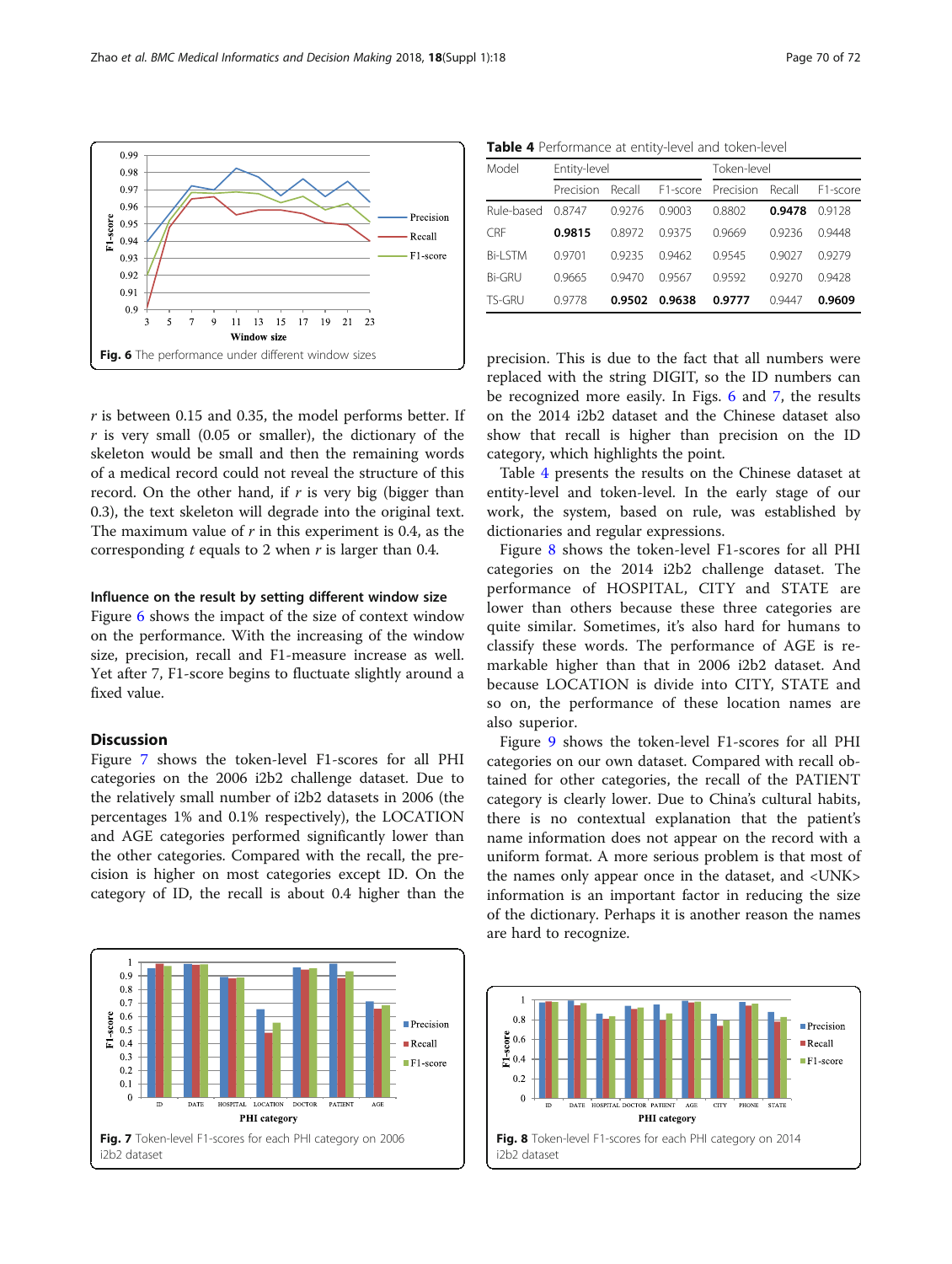Fig. 6 The performance under different window sizes

$r$ is between 0.15 and 0.35, the model performs better. If $r$ is very small (0.05 or smaller), the dictionary of the skeleton would be small and then the remaining words of a medical record could not reveal the structure of this record. On the other hand, if $r$ is very big (bigger than 0.3), the text skeleton will degrade into the original text. The maximum value of $r$ in this experiment is 0.4, as the corresponding $t$ equals to 2 when $r$ is larger than 0.4.

### Influence on the result by setting different window size

Figure 6 shows the impact of the size of context window on the performance. With the increasing of the window size, precision, recall and F1-measure increase as well. Yet after 7, F1-score begins to fluctuate slightly around a fixed value.

## Discussion

Figure 7 shows the token-level F1-scores for all PHI categories on the 2006 i2b2 challenge dataset. Due to the relatively small number of i2b2 datasets in 2006 (the percentages 1% and 0.1% respectively), the LOCATION and AGE categories performed significantly lower than the other categories. Compared with the recall, the precision is higher on most categories except ID. On the category of ID, the recall is about 0.4 higher than the precision. This is due to the fact that all numbers were replaced with the string DIGIT, so the ID numbers can be recognized more easily. In Figs. 6 and 7, the results on the 2014 i2b2 dataset and the Chinese dataset also show that recall is higher than precision on the ID category, which highlights the point.

**Table 4** Performance at entity-level and token-level

| Model | Entity-level | | | Token-level | | |
|---|---|---|---|---|---|---|
| | Precision | Recall | F1-score | Precision | Recall | F1-score |
| Rule-based | 0.8747 | 0.9276 | 0.9003 | 0.8802 | **0.9478** | 0.9128 |
| CRF | **0.9815** | 0.8972 | 0.9375 | 0.9669 | 0.9236 | 0.9448 |
| Bi-LSTM | 0.9701 | 0.9235 | 0.9462 | 0.9545 | 0.9027 | 0.9279 |
| Bi-GRU | 0.9665 | 0.9470 | 0.9567 | 0.9592 | 0.9270 | 0.9428 |
| TS-GRU | 0.9778 | **0.9502** | **0.9638** | **0.9777** | 0.9447 | **0.9609** |

Table 4 presents the results on the Chinese dataset at entity-level and token-level. In the early stage of our work, the system, based on rule, was established by dictionaries and regular expressions.

Figure 8 shows the token-level F1-scores for all PHI categories on the 2014 i2b2 challenge dataset. The performance of HOSPITAL, CITY and STATE are lower than others because these three categories are quite similar. Sometimes, it's also hard for humans to classify these words. The performance of AGE is remarkable higher than that in 2006 i2b2 dataset. And because LOCATION is divide into CITY, STATE and so on, the performance of these location names are also superior.

Figure 9 shows the token-level F1-scores for all PHI categories on our own dataset. Compared with recall obtained for other categories, the recall of the PATIENT category is clearly lower. Due to China's cultural habits, there is no contextual explanation that the patient's name information does not appear on the record with a uniform format. A more serious problem is that most of the names only appear once in the dataset, and <UNK> information is an important factor in reducing the size of the dictionary. Perhaps it is another reason the names are hard to recognize.

Fig. 7 Token-level F1-scores for each PHI category on 2006 i2b2 dataset

Fig. 8 Token-level F1-scores for each PHI category on 2014 i2b2 dataset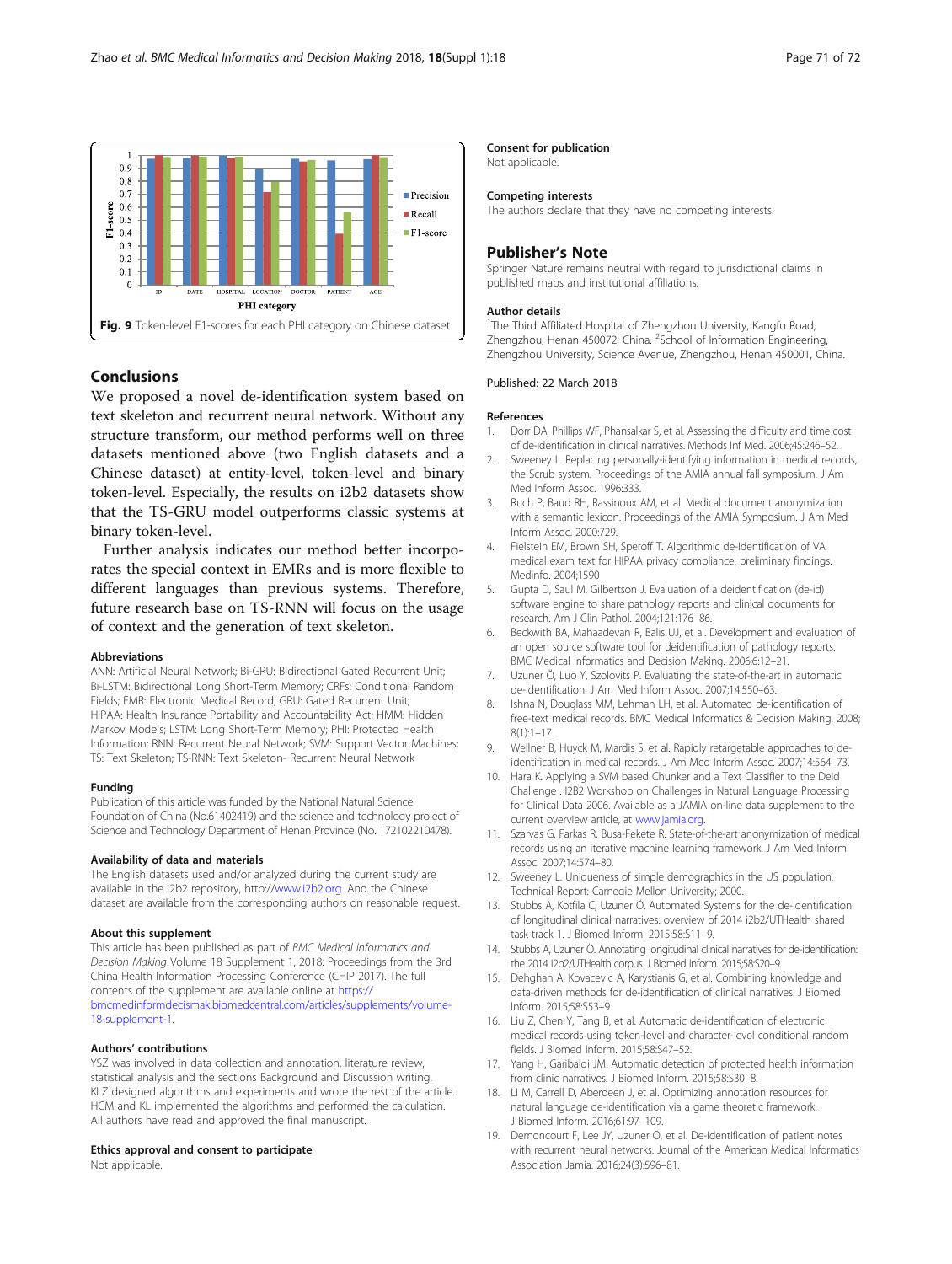Fig. 9 Token-level F1-scores for each PHI category on Chinese dataset

## Conclusions

We proposed a novel de-identification system based on text skeleton and recurrent neural network. Without any structure transform, our method performs well on three datasets mentioned above (two English datasets and a Chinese dataset) at entity-level, token-level and binary token-level. Especially, the results on i2b2 datasets show that the TS-GRU model outperforms classic systems at binary token-level.

Further analysis indicates our method better incorporates the special context in EMRs and is more flexible to different languages than previous systems. Therefore, future research base on TS-RNN will focus on the usage of context and the generation of text skeleton.

### Abbreviations

ANN: Artificial Neural Network; Bi-GRU: Bidirectional Gated Recurrent Unit; Bi-LSTM: Bidirectional Long Short-Term Memory; CRFs: Conditional Random Fields; EMR: Electronic Medical Record; GRU: Gated Recurrent Unit; HIPAA: Health Insurance Portability and Accountability Act; HMM: Hidden Markov Models; LSTM: Long Short-Term Memory; PHI: Protected Health Information; RNN: Recurrent Neural Network; SVM: Support Vector Machines; TS: Text Skeleton; TS-RNN: Text Skeleton- Recurrent Neural Network

### Funding

Publication of this article was funded by the National Natural Science Foundation of China (No.61402419) and the science and technology project of Science and Technology Department of Henan Province (No. 172102210478).

### Availability of data and materials

The English datasets used and/or analyzed during the current study are available in the i2b2 repository, http://www.i2b2.org. And the Chinese dataset are available from the corresponding authors on reasonable request.

### About this supplement

This article has been published as part of *BMC Medical Informatics and Decision Making* Volume 18 Supplement 1, 2018: Proceedings from the 3rd China Health Information Processing Conference (CHIP 2017). The full contents of the supplement are available online at https://bmcmedinformdecismak.biomedcentral.com/articles/supplements/volume-18-supplement-1.

### Authors' contributions

YSZ was involved in data collection and annotation, literature review, statistical analysis and the sections Background and Discussion writing. KLZ designed algorithms and experiments and wrote the rest of the article. HCM and KL implemented the algorithms and performed the calculation. All authors have read and approved the final manuscript.

### Ethics approval and consent to participate

Not applicable.

### Consent for publication

Not applicable.

### Competing interests

The authors declare that they have no competing interests.

## Publisher's Note

Springer Nature remains neutral with regard to jurisdictional claims in published maps and institutional affiliations.

### Author details

[1]The Third Affiliated Hospital of Zhengzhou University, Kangfu Road, Zhengzhou, Henan 450072, China. [2]School of Information Engineering, Zhengzhou University, Science Avenue, Zhengzhou, Henan 450001, China.

Published: 22 March 2018

### References

1. Dorr DA, Phillips WF, Phansalkar S, et al. Assessing the difficulty and time cost of de-identification in clinical narratives. Methods Inf Med. 2006;45:246–52.
2. Sweeney L. Replacing personally-identifying information in medical records, the Scrub system. Proceedings of the AMIA annual fall symposium. J Am Med Inform Assoc. 1996:333.
3. Ruch P, Baud RH, Rassinoux AM, et al. Medical document anonymization with a semantic lexicon. Proceedings of the AMIA Symposium. J Am Med Inform Assoc. 2000:729.
4. Fielstein EM, Brown SH, Speroff T. Algorithmic de-identification of VA medical exam text for HIPAA privacy compliance: preliminary findings. Medinfo. 2004;1590
5. Gupta D, Saul M, Gilbertson J. Evaluation of a deidentification (de-id) software engine to share pathology reports and clinical documents for research. Am J Clin Pathol. 2004;121:176–86.
6. Beckwith BA, Mahaadevan R, Balis UJ, et al. Development and evaluation of an open source software tool for deidentification of pathology reports. BMC Medical Informatics and Decision Making. 2006;6:12–21.
7. Uzuner Ö, Luo Y, Szolovits P. Evaluating the state-of-the-art in automatic de-identification. J Am Med Inform Assoc. 2007;14:550–63.
8. Ishna N, Douglass MM, Lehman LH, et al. Automated de-identification of free-text medical records. BMC Medical Informatics & Decision Making. 2008; 8(1):1–17.
9. Wellner B, Huyck M, Mardis S, et al. Rapidly retargetable approaches to de-identification in medical records. J Am Med Inform Assoc. 2007;14:564–73.
10. Hara K. Applying a SVM based Chunker and a Text Classifier to the Deid Challenge . I2B2 Workshop on Challenges in Natural Language Processing for Clinical Data 2006. Available as a JAMIA on-line data supplement to the current overview article, at www.jamia.org.
11. Szarvas G, Farkas R, Busa-Fekete R. State-of-the-art anonymization of medical records using an iterative machine learning framework. J Am Med Inform Assoc. 2007;14:574–80.
12. Sweeney L. Uniqueness of simple demographics in the US population. Technical Report: Carnegie Mellon University; 2000.
13. Stubbs A, Kotfila C, Uzuner Ö. Automated Systems for the de-Identification of longitudinal clinical narratives: overview of 2014 i2b2/UTHealth shared task track 1. J Biomed Inform. 2015;58:S11–9.
14. Stubbs A, Uzuner Ö. Annotating longitudinal clinical narratives for de-identification: the 2014 i2b2/UTHealth corpus. J Biomed Inform. 2015;58:S20–9.
15. Dehghan A, Kovacevic A, Karystianis G, et al. Combining knowledge and data-driven methods for de-identification of clinical narratives. J Biomed Inform. 2015;58:S53–9.
16. Liu Z, Chen Y, Tang B, et al. Automatic de-identification of electronic medical records using token-level and character-level conditional random fields. J Biomed Inform. 2015;58:S47–52.
17. Yang H, Garibaldi JM. Automatic detection of protected health information from clinic narratives. J Biomed Inform. 2015;58:S30–8.
18. Li M, Carrell D, Aberdeen J, et al. Optimizing annotation resources for natural language de-identification via a game theoretic framework. J Biomed Inform. 2016;61:97–109.
19. Dernoncourt F, Lee JY, Uzuner O, et al. De-identification of patient notes with recurrent neural networks. Journal of the American Medical Informatics Association Jamia. 2016;24(3):596–81.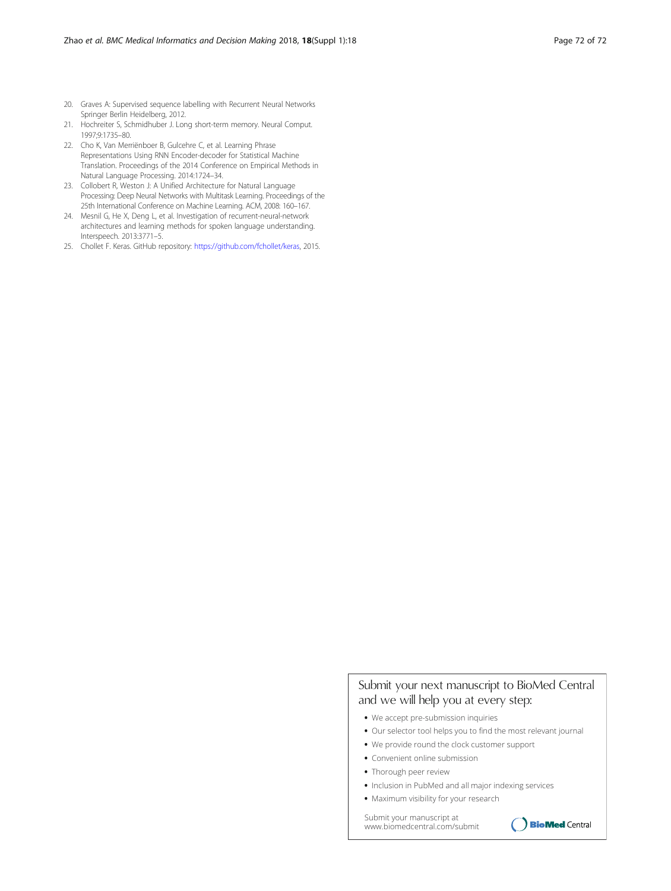20. Graves A: Supervised sequence labelling with Recurrent Neural Networks Springer Berlin Heidelberg, 2012.
21. Hochreiter S, Schmidhuber J. Long short-term memory. Neural Comput. 1997;9:1735–80.
22. Cho K, Van Merriënboer B, Gulcehre C, et al. Learning Phrase Representations Using RNN Encoder-decoder for Statistical Machine Translation. Proceedings of the 2014 Conference on Empirical Methods in Natural Language Processing. 2014:1724–34.
23. Collobert R, Weston J: A Unified Architecture for Natural Language Processing: Deep Neural Networks with Multitask Learning. Proceedings of the 25th International Conference on Machine Learning. ACM, 2008: 160–167.
24. Mesnil G, He X, Deng L, et al. Investigation of recurrent-neural-network architectures and learning methods for spoken language understanding. Interspeech. 2013:3771–5.
25. Chollet F. Keras. GitHub repository: https://github.com/fchollet/keras, 2015.

Submit your next manuscript to BioMed Central and we will help you at every step:

- We accept pre-submission inquiries
- Our selector tool helps you to find the most relevant journal
- We provide round the clock customer support
- Convenient online submission
- Thorough peer review
- Inclusion in PubMed and all major indexing services
- Maximum visibility for your research

Submit your manuscript at www.biomedcentral.com/submit

BioMed Central